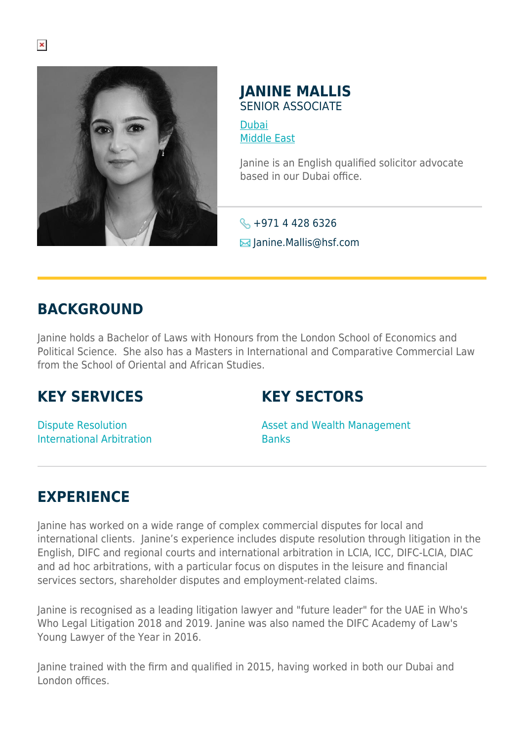# JANINE MALLIS

SENIOR ASSOCIATE

Dubai
Middle East

Janine is an English qualified solicitor advocate based in our Dubai office.

+971 4 428 6326

Janine.Mallis@hsf.com

## BACKGROUND

Janine holds a Bachelor of Laws with Honours from the London School of Economics and Political Science. She also has a Masters in International and Comparative Commercial Law from the School of Oriental and African Studies.

## KEY SERVICES

Dispute Resolution
International Arbitration

## KEY SECTORS

Asset and Wealth Management
Banks

## EXPERIENCE

Janine has worked on a wide range of complex commercial disputes for local and international clients. Janine's experience includes dispute resolution through litigation in the English, DIFC and regional courts and international arbitration in LCIA, ICC, DIFC-LCIA, DIAC and ad hoc arbitrations, with a particular focus on disputes in the leisure and financial services sectors, shareholder disputes and employment-related claims.

Janine is recognised as a leading litigation lawyer and "future leader" for the UAE in Who's Who Legal Litigation 2018 and 2019. Janine was also named the DIFC Academy of Law's Young Lawyer of the Year in 2016.

Janine trained with the firm and qualified in 2015, having worked in both our Dubai and London offices.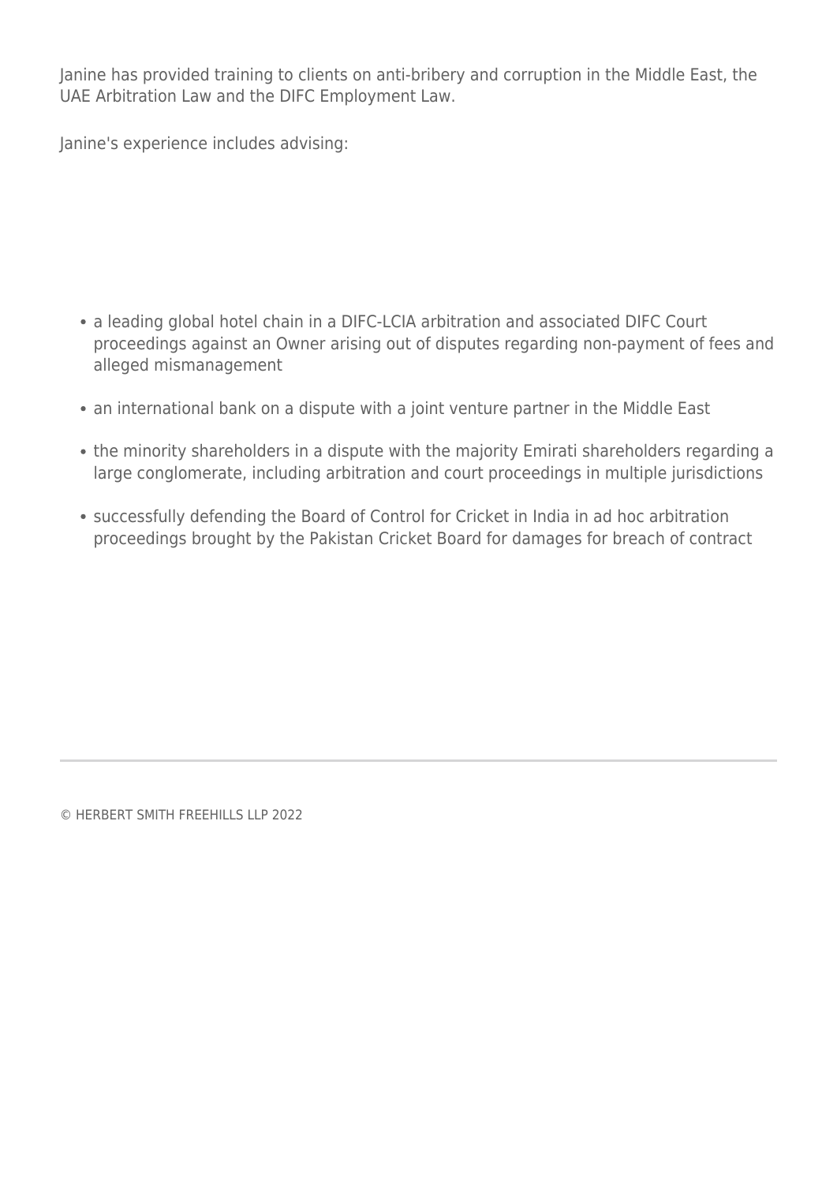Janine has provided training to clients on anti-bribery and corruption in the Middle East, the UAE Arbitration Law and the DIFC Employment Law.

Janine's experience includes advising:

- a leading global hotel chain in a DIFC-LCIA arbitration and associated DIFC Court proceedings against an Owner arising out of disputes regarding non-payment of fees and alleged mismanagement
- an international bank on a dispute with a joint venture partner in the Middle East
- the minority shareholders in a dispute with the majority Emirati shareholders regarding a large conglomerate, including arbitration and court proceedings in multiple jurisdictions
- successfully defending the Board of Control for Cricket in India in ad hoc arbitration proceedings brought by the Pakistan Cricket Board for damages for breach of contract

© HERBERT SMITH FREEHILLS LLP 2022